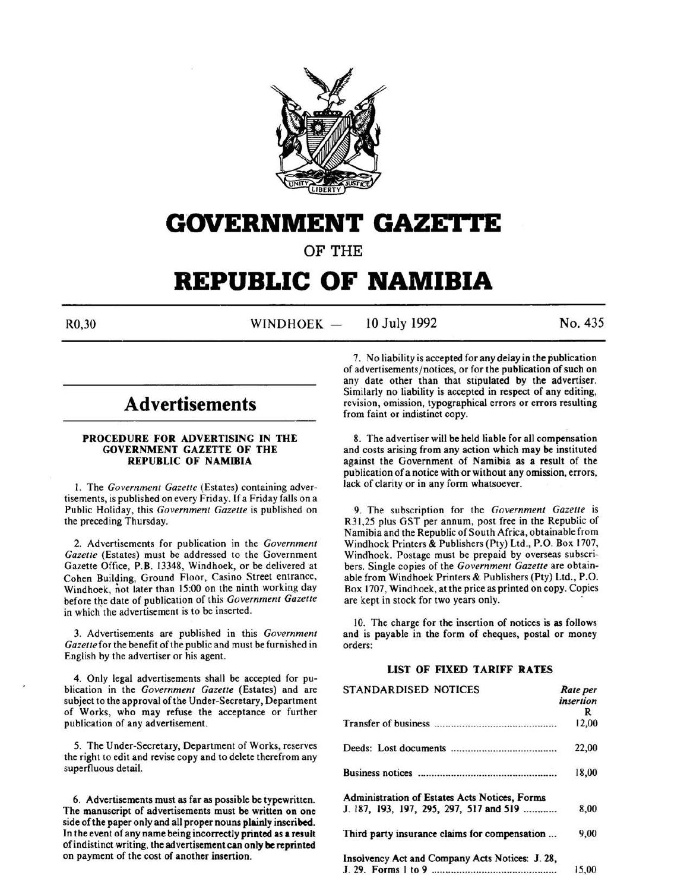# GOVERNMENT GAZETTE

OF THE

# REPUBLIC OF NAMIBIA

R0,30 WINDHOEK — 10 July 1992 No. 435

## Advertisements

### PROCEDURE FOR ADVERTISING IN THE GOVERNMENT GAZETTE OF THE REPUBLIC OF NAMIBIA

1. The *Government Gazette* (Estates) containing advertisements, is published on every Friday. If a Friday falls on a Public Holiday, this *Government Gazette* is published on the preceding Thursday.

2. Advertisements for publication in the *Government Gazette* (Estates) must be addressed to the Government Gazette Office, P.B. 13348, Windhoek, or be delivered at Cohen Building, Ground Floor, Casino Street entrance, Windhoek, not later than 15:00 on the ninth working day before the date of publication of this *Government Gazette* in which the advertisement is to be inserted.

3. Advertisements are published in this *Government Gazette* for the benefit of the public and must be furnished in English by the advertiser or his agent.

4. Only legal advertisements shall be accepted for publication in the *Government Gazette* (Estates) and are subject to the approval of the Under-Secretary, Department of Works, who may refuse the acceptance or further publication of any advertisement.

5. The Under-Secretary, Department of Works, reserves the right to edit and revise copy and to delete therefrom any superfluous detail.

6. Advertisements must as far as possible be typewritten. The manuscript of advertisements must be written on one side of the paper only and all proper nouns plainly inscribed. In the event of any name being incorrectly printed as a result of indistinct writing, the advertisement can only be reprinted on payment of the cost of another insertion.

7. No liability is accepted for any delay in the publication of advertisements/notices, or for the publication of such on any date other than that stipulated by the advertiser. Similarly no liability is accepted in respect of any editing, revision, omission, typographical errors or errors resulting from faint or indistinct copy.

8. The advertiser will be held liable for all compensation and costs arising from any action which may be instituted against the Government of Namibia as a result of the publication of a notice with or without any omission, errors, lack of clarity or in any form whatsoever.

9. The subscription for the *Government Gazette* is R31,25 plus GST per annum, post free in the Republic of Namibia and the Republic of South Africa, obtainable from Windhoek Printers & Publishers (Pty) Ltd., P.O. Box 1707, Windhoek. Postage must be prepaid by overseas subscribers. Single copies of the *Government Gazette* are obtainable from Windhoek Printers & Publishers (Pty) Ltd., P.O. Box 1707, Windhoek, at the price as printed on copy. Copies are kept in stock for two years only.

10. The charge for the insertion of notices is as follows and is payable in the form of cheques, postal or money orders:

### LIST OF FIXED TARIFF RATES

| STANDARDISED NOTICES | *Rate per insertion* R |
|---|---|
| Transfer of business | 12,00 |
| Deeds: Lost documents | 22,00 |
| Business notices | 18,00 |
| Administration of Estates Acts Notices, Forms J. 187, 193, 197, 295, 297, 517 and 519 | 8,00 |
| Third party insurance claims for compensation | 9,00 |
| Insolvency Act and Company Acts Notices: J. 28, J. 29. Forms 1 to 9 | 15,00 |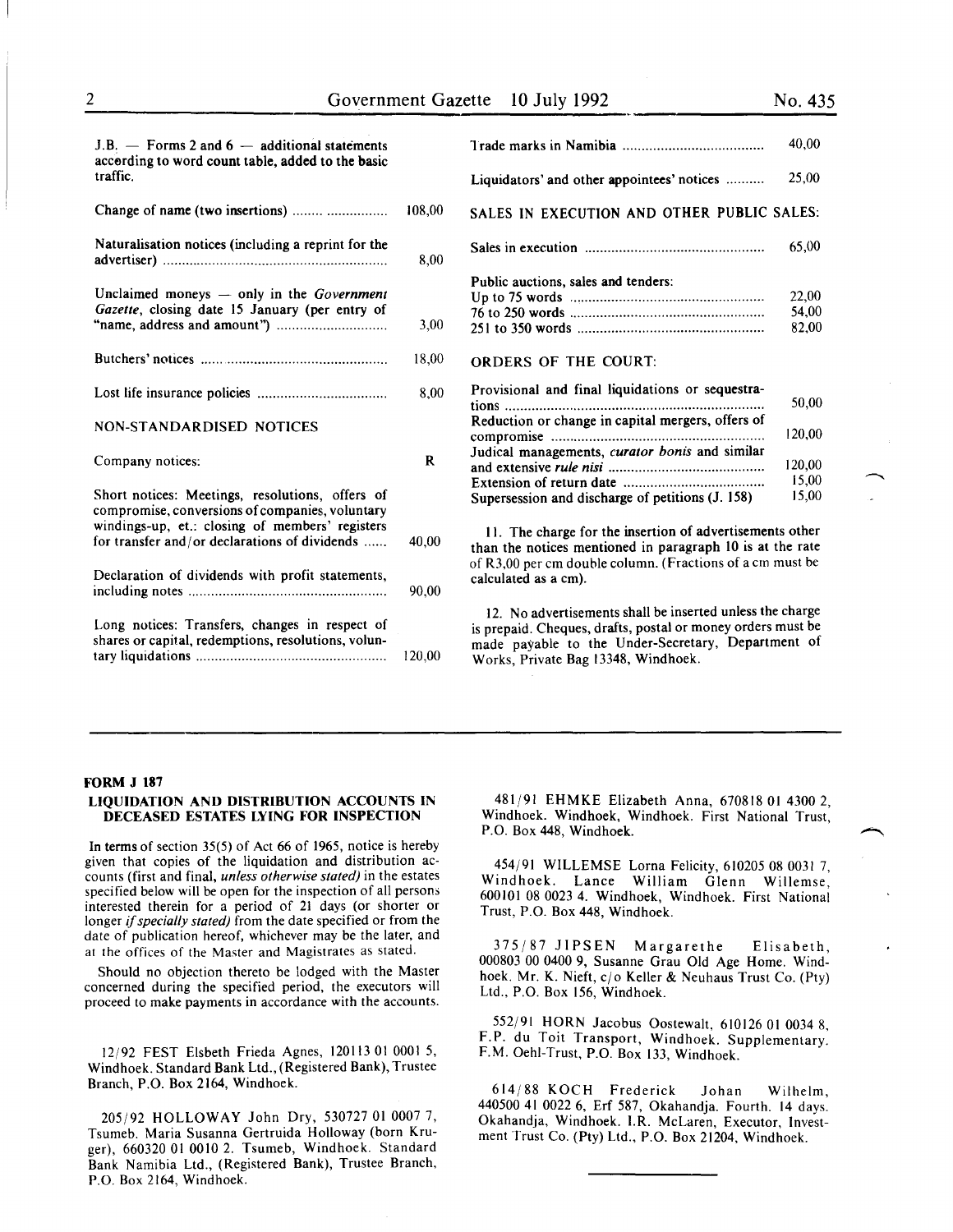J.B. — Forms 2 and 6 — additional statements according to word count table, added to the basic traffic.

| | |
|---|---|
| Change of name (two insertions) | 108,00 |
| Naturalisation notices (including a reprint for the advertiser) | 8,00 |
| Unclaimed moneys — only in the *Government Gazette*, closing date 15 January (per entry of "name, address and amount") | 3,00 |
| Butchers' notices | 18,00 |
| Lost life insurance policies | 8,00 |

NON-STANDARDISED NOTICES

| | |
|---|---|
| Company notices: | R |
| Short notices: Meetings, resolutions, offers of compromise, conversions of companies, voluntary windings-up, et.: closing of members' registers for transfer and/or declarations of dividends | 40,00 |
| Declaration of dividends with profit statements, including notes | 90,00 |
| Long notices: Transfers, changes in respect of shares or capital, redemptions, resolutions, voluntary liquidations | 120,00 |
| Trade marks in Namibia | 40,00 |
| Liquidators' and other appointees' notices | 25,00 |

SALES IN EXECUTION AND OTHER PUBLIC SALES:

| | |
|---|---|
| Sales in execution | 65,00 |
| Public auctions, sales and tenders: | |
| Up to 75 words | 22,00 |
| 76 to 250 words | 54,00 |
| 251 to 350 words | 82,00 |

ORDERS OF THE COURT:

| | |
|---|---|
| Provisional and final liquidations or sequestrations | 50,00 |
| Reduction or change in capital mergers, offers of compromise | 120,00 |
| Judical managements, *curator bonis* and similar and extensive *rule nisi* | 120,00 |
| Extension of return date | 15,00 |
| Supersession and discharge of petitions (J. 158) | 15,00 |

11. The charge for the insertion of advertisements other than the notices mentioned in paragraph 10 is at the rate of R3,00 per cm double column. (Fractions of a cm must be calculated as a cm).

12. No advertisements shall be inserted unless the charge is prepaid. Cheques, drafts, postal or money orders must be made payable to the Under-Secretary, Department of Works, Private Bag 13348, Windhoek.

---

**FORM J 187**

**LIQUIDATION AND DISTRIBUTION ACCOUNTS IN DECEASED ESTATES LYING FOR INSPECTION**

In terms of section 35(5) of Act 66 of 1965, notice is hereby given that copies of the liquidation and distribution accounts (first and final, *unless otherwise stated)* in the estates specified below will be open for the inspection of all persons interested therein for a period of 21 days (or shorter or longer *if specially stated)* from the date specified or from the date of publication hereof, whichever may be the later, and at the offices of the Master and Magistrates as stated.

Should no objection thereto be lodged with the Master concerned during the specified period, the executors will proceed to make payments in accordance with the accounts.

12/92 FEST Elsbeth Frieda Agnes, 120113 01 0001 5, Windhoek. Standard Bank Ltd., (Registered Bank), Trustee Branch, P.O. Box 2164, Windhoek.

205/92 HOLLOWAY John Dry, 530727 01 0007 7, Tsumeb. Maria Susanna Gertruida Holloway (born Kruger), 660320 01 0010 2. Tsumeb, Windhoek. Standard Bank Namibia Ltd., (Registered Bank), Trustee Branch, P.O. Box 2164, Windhoek.

481/91 EHMKE Elizabeth Anna, 670818 01 4300 2, Windhoek. Windhoek, Windhoek. First National Trust, P.O. Box 448, Windhoek.

454/91 WILLEMSE Lorna Felicity, 610205 08 0031 7, Windhoek. Lance William Glenn Willemse, 600101 08 0023 4. Windhoek, Windhoek. First National Trust, P.O. Box 448, Windhoek.

375/87 JIPSEN Margarethe Elisabeth, 000803 00 0400 9, Susanne Grau Old Age Home. Windhoek. Mr. K. Nieft, c/o Keller & Neuhaus Trust Co. (Pty) Ltd., P.O. Box 156, Windhoek.

552/91 HORN Jacobus Oostewalt, 610126 01 0034 8, F.P. du Toit Transport, Windhoek. Supplementary. F.M. Oehl-Trust, P.O. Box 133, Windhoek.

614/88 KOCH Frederick Johan Wilhelm, 440500 41 0022 6, Erf 587, Okahandja. Fourth. 14 days. Okahandja, Windhoek. I.R. McLaren, Executor, Investment Trust Co. (Pty) Ltd., P.O. Box 21204, Windhoek.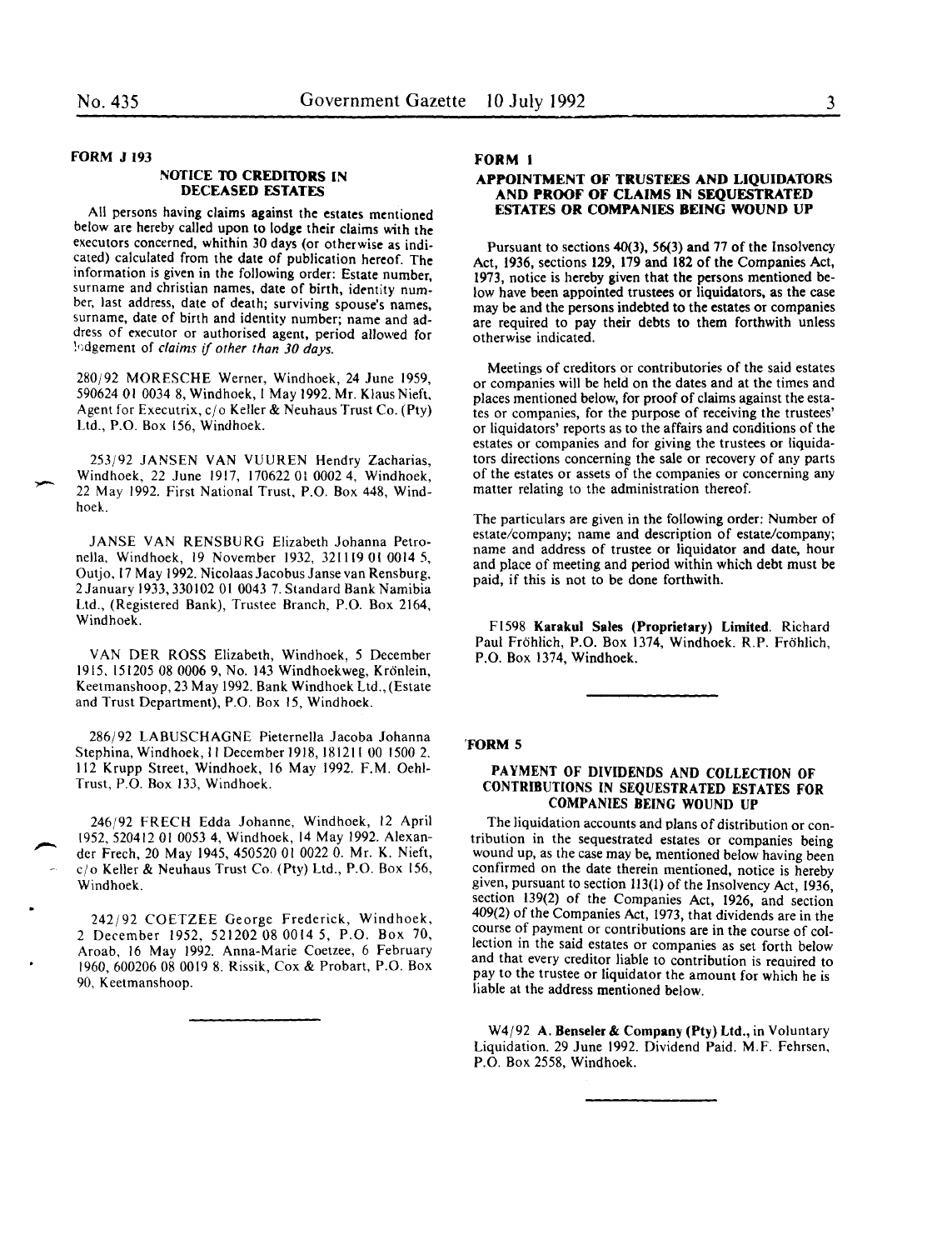**FORM J 193**

### NOTICE TO CREDITORS IN DECEASED ESTATES

All persons having claims against the estates mentioned below are hereby called upon to lodge their claims with the executors concerned, whithin 30 days (or otherwise as indicated) calculated from the date of publication hereof. The information is given in the following order: Estate number, surname and christian names, date of birth, identity number, last address, date of death; surviving spouse's names, surname, date of birth and identity number; name and address of executor or authorised agent, period allowed for lodgement of *claims if other than 30 days.*

280/92 MORESCHE Werner, Windhoek, 24 June 1959, 590624 01 0034 8, Windhoek, 1 May 1992. Mr. Klaus Nieft, Agent for Executrix, c/o Keller & Neuhaus Trust Co. (Pty) Ltd., P.O. Box 156, Windhoek.

253/92 JANSEN VAN VUUREN Hendry Zacharias, Windhoek, 22 June 1917, 170622 01 0002 4, Windhoek, 22 May 1992. First National Trust, P.O. Box 448, Windhoek.

JANSE VAN RENSBURG Elizabeth Johanna Petronella, Windhoek, 19 November 1932, 321119 01 0014 5, Outjo, 17 May 1992. Nicolaas Jacobus Janse van Rensburg, 2 January 1933, 330102 01 0043 7. Standard Bank Namibia Ltd., (Registered Bank), Trustee Branch, P.O. Box 2164, Windhoek.

VAN DER ROSS Elizabeth, Windhoek, 5 December 1915, 151205 08 0006 9, No. 143 Windhoekweg, Krönlein, Keetmanshoop, 23 May 1992. Bank Windhoek Ltd., (Estate and Trust Department), P.O. Box 15, Windhoek.

286/92 LABUSCHAGNE Pieternella Jacoba Johanna Stephina, Windhoek, 11 December 1918, 181211 00 1500 2. 112 Krupp Street, Windhoek, 16 May 1992. F.M. Oehl-Trust, P.O. Box 133, Windhoek.

246/92 FRECH Edda Johanne, Windhoek, 12 April 1952, 520412 01 0053 4, Windhoek, 14 May 1992. Alexander Frech, 20 May 1945, 450520 01 0022 0. Mr. K. Nieft, c/o Keller & Neuhaus Trust Co. (Pty) Ltd., P.O. Box 156, Windhoek.

242/92 COETZEE George Frederick, Windhoek, 2 December 1952, 521202 08 0014 5, P.O. Box 70, Aroab, 16 May 1992. Anna-Marie Coetzee, 6 February 1960, 600206 08 0019 8. Rissik, Cox & Probart, P.O. Box 90, Keetmanshoop.

---

**FORM 1**

### APPOINTMENT OF TRUSTEES AND LIQUIDATORS AND PROOF OF CLAIMS IN SEQUESTRATED ESTATES OR COMPANIES BEING WOUND UP

Pursuant to sections 40(3), 56(3) and 77 of the Insolvency Act, 1936, sections 129, 179 and 182 of the Companies Act, 1973, notice is hereby given that the persons mentioned below have been appointed trustees or liquidators, as the case may be and the persons indebted to the estates or companies are required to pay their debts to them forthwith unless otherwise indicated.

Meetings of creditors or contributories of the said estates or companies will be held on the dates and at the times and places mentioned below, for proof of claims against the estates or companies, for the purpose of receiving the trustees' or liquidators' reports as to the affairs and conditions of the estates or companies and for giving the trustees or liquidators directions concerning the sale or recovery of any parts of the estates or assets of the companies or concerning any matter relating to the administration thereof.

The particulars are given in the following order: Number of estate/company; name and description of estate/company; name and address of trustee or liquidator and date, hour and place of meeting and period within which debt must be paid, if this is not to be done forthwith.

F1598 **Karakul Sales (Proprietary) Limited**. Richard Paul Fröhlich, P.O. Box 1374, Windhoek. R.P. Fröhlich, P.O. Box 1374, Windhoek.

---

**FORM 5**

### PAYMENT OF DIVIDENDS AND COLLECTION OF CONTRIBUTIONS IN SEQUESTRATED ESTATES FOR COMPANIES BEING WOUND UP

The liquidation accounts and plans of distribution or contribution in the sequestrated estates or companies being wound up, as the case may be, mentioned below having been confirmed on the date therein mentioned, notice is hereby given, pursuant to section 113(1) of the Insolvency Act, 1936, section 139(2) of the Companies Act, 1926, and section 409(2) of the Companies Act, 1973, that dividends are in the course of payment or contributions are in the course of collection in the said estates or companies as set forth below and that every creditor liable to contribution is required to pay to the trustee or liquidator the amount for which he is liable at the address mentioned below.

W4/92 **A. Benseler & Company (Pty) Ltd.**, in Voluntary Liquidation. 29 June 1992. Dividend Paid. M.F. Fehrsen, P.O. Box 2558, Windhoek.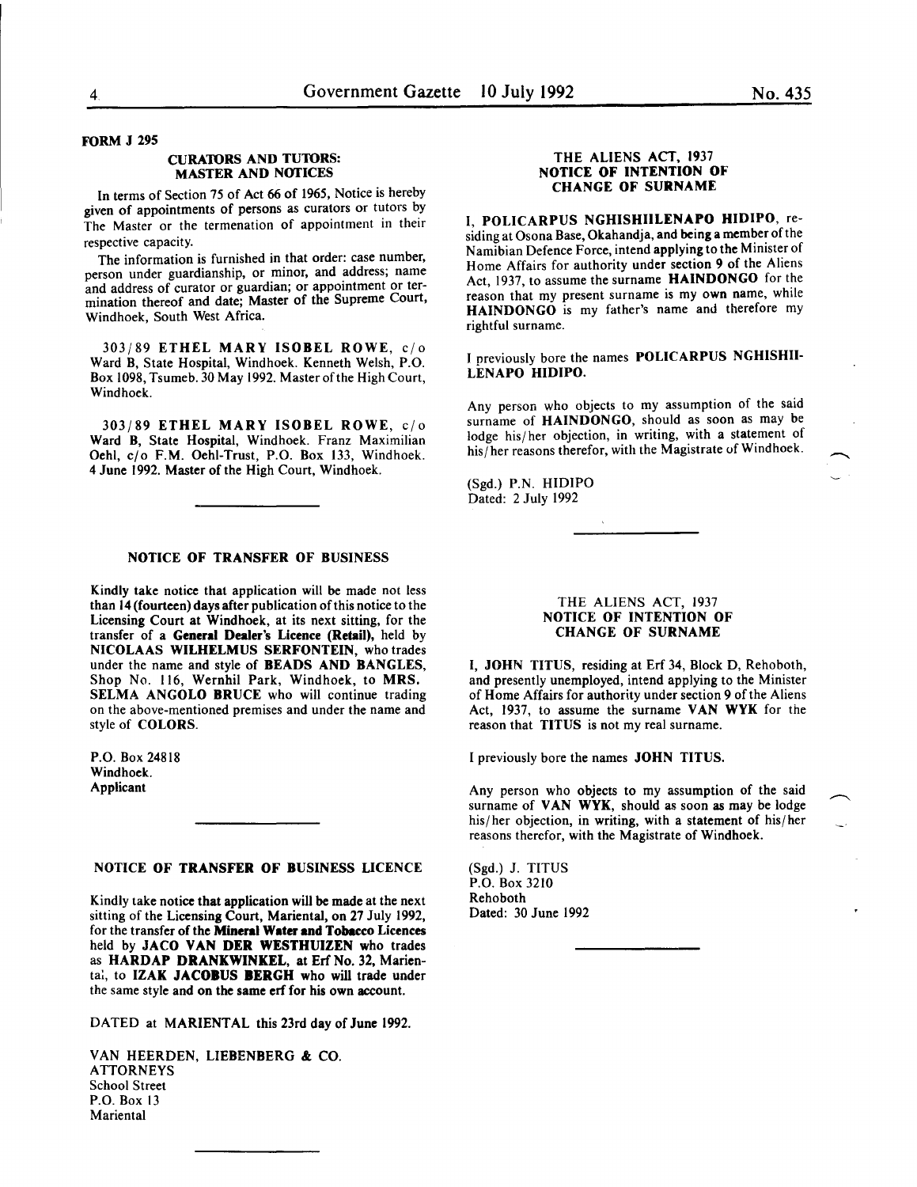**FORM J 295**

## CURATORS AND TUTORS: MASTER AND NOTICES

In terms of Section 75 of Act 66 of 1965, Notice is hereby given of appointments of persons as curators or tutors by The Master or the termenation of appointment in their respective capacity.

The information is furnished in that order: case number, person under guardianship, or minor, and address; name and address of curator or guardian; or appointment or termination thereof and date; Master of the Supreme Court, Windhoek, South West Africa.

303/89 **ETHEL MARY ISOBEL ROWE**, c/o Ward B, State Hospital, Windhoek. Kenneth Welsh, P.O. Box 1098, Tsumeb. 30 May 1992. Master of the High Court, Windhoek.

303/89 **ETHEL MARY ISOBEL ROWE**, c/o Ward B, State Hospital, Windhoek. Franz Maximilian Oehl, c/o F.M. Oehl-Trust, P.O. Box 133, Windhoek. 4 June 1992. Master of the High Court, Windhoek.

---

## NOTICE OF TRANSFER OF BUSINESS

Kindly take notice that application will be made not less than 14 (fourteen) days after publication of this notice to the Licensing Court at Windhoek, at its next sitting, for the transfer of a **General Dealer's Licence (Retail)**, held by **NICOLAAS WILHELMUS SERFONTEIN**, who trades under the name and style of **BEADS AND BANGLES**, Shop No. 116, Wernhil Park, Windhoek, to **MRS. SELMA ANGOLO BRUCE** who will continue trading on the above-mentioned premises and under the name and style of **COLORS**.

P.O. Box 24818
Windhoek.
Applicant

---

## NOTICE OF TRANSFER OF BUSINESS LICENCE

Kindly take notice that application will be made at the next sitting of the Licensing Court, Mariental, on 27 July 1992, for the transfer of the **Mineral Water and Tobacco Licences** held by **JACO VAN DER WESTHUIZEN** who trades as **HARDAP DRANKWINKEL**, at Erf No. 32, Mariental, to **IZAK JACOBUS BERGH** who will trade under the same style and on the same erf for his own account.

DATED at MARIENTAL this 23rd day of June 1992.

VAN HEERDEN, LIEBENBERG & CO.
ATTORNEYS
School Street
P.O. Box 13
Mariental

---

## THE ALIENS ACT, 1937
## NOTICE OF INTENTION OF CHANGE OF SURNAME

I, **POLICARPUS NGHISHIILENAPO HIDIPO**, residing at Osona Base, Okahandja, and being a member of the Namibian Defence Force, intend applying to the Minister of Home Affairs for authority under section 9 of the Aliens Act, 1937, to assume the surname **HAINDONGO** for the reason that my present surname is my own name, while **HAINDONGO** is my father's name and therefore my rightful surname.

I previously bore the names **POLICARPUS NGHISHIILENAPO HIDIPO**.

Any person who objects to my assumption of the said surname of **HAINDONGO**, should as soon as may be lodge his/her objection, in writing, with a statement of his/her reasons therefor, with the Magistrate of Windhoek.

(Sgd.) P.N. HIDIPO
Dated: 2 July 1992

---

## THE ALIENS ACT, 1937
## NOTICE OF INTENTION OF CHANGE OF SURNAME

I, **JOHN TITUS**, residing at Erf 34, Block D, Rehoboth, and presently unemployed, intend applying to the Minister of Home Affairs for authority under section 9 of the Aliens Act, 1937, to assume the surname **VAN WYK** for the reason that **TITUS** is not my real surname.

I previously bore the names **JOHN TITUS**.

Any person who objects to my assumption of the said surname of **VAN WYK**, should as soon as may be lodge his/her objection, in writing, with a statement of his/her reasons therefor, with the Magistrate of Windhoek.

(Sgd.) J. TITUS
P.O. Box 3210
Rehoboth
Dated: 30 June 1992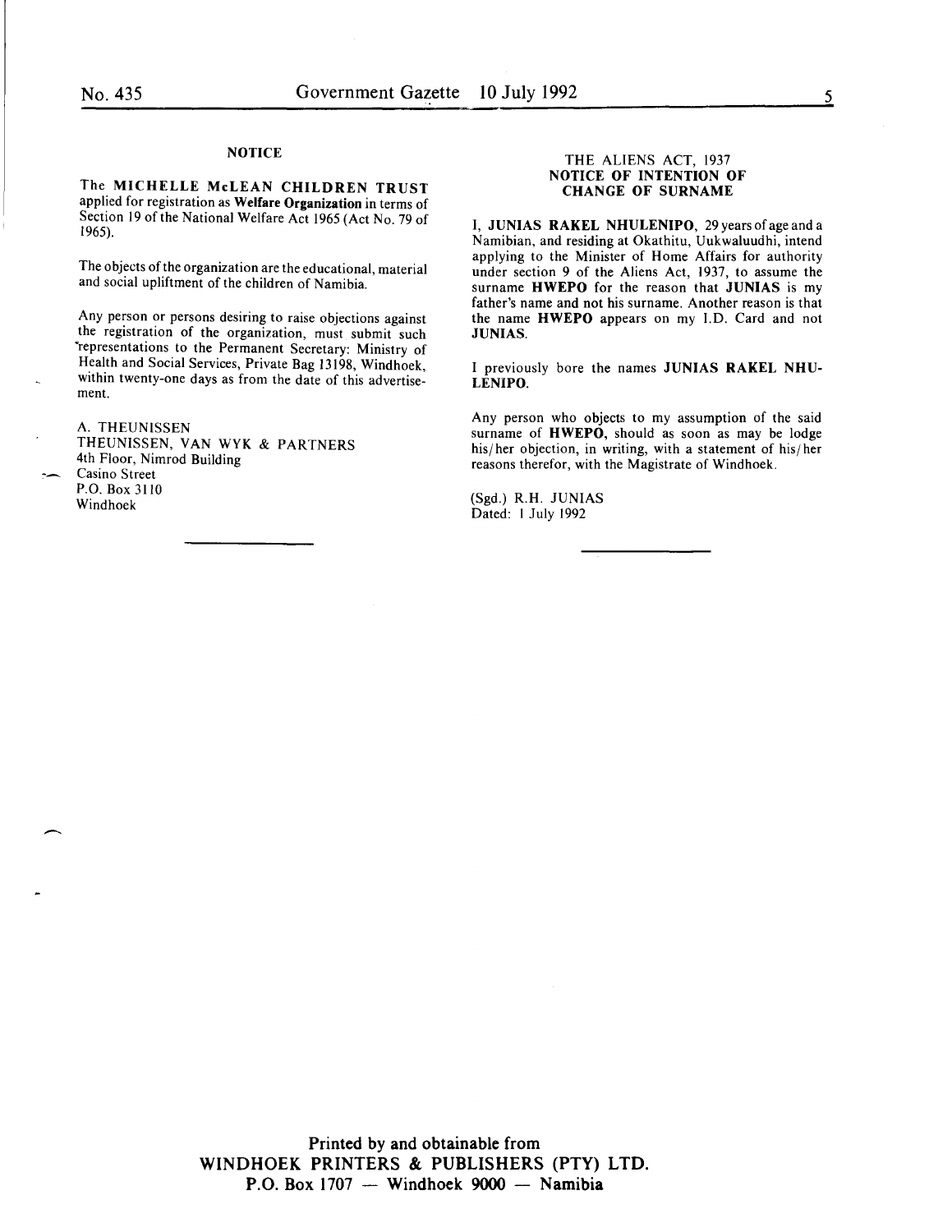## NOTICE

The **MICHELLE McLEAN CHILDREN TRUST** applied for registration as **Welfare Organization** in terms of Section 19 of the National Welfare Act 1965 (Act No. 79 of 1965).

The objects of the organization are the educational, material and social upliftment of the children of Namibia.

Any person or persons desiring to raise objections against the registration of the organization, must submit such representations to the Permanent Secretary: Ministry of Health and Social Services, Private Bag 13198, Windhoek, within twenty-one days as from the date of this advertisement.

A. THEUNISSEN
THEUNISSEN, VAN WYK & PARTNERS
4th Floor, Nimrod Building
Casino Street
P.O. Box 3110
Windhoek

---

## THE ALIENS ACT, 1937
## NOTICE OF INTENTION OF CHANGE OF SURNAME

I, **JUNIAS RAKEL NHULENIPO**, 29 years of age and a Namibian, and residing at Okathitu, Uukwaluudhi, intend applying to the Minister of Home Affairs for authority under section 9 of the Aliens Act, 1937, to assume the surname **HWEPO** for the reason that **JUNIAS** is my father's name and not his surname. Another reason is that the name **HWEPO** appears on my I.D. Card and not **JUNIAS**.

I previously bore the names **JUNIAS RAKEL NHULENIPO**.

Any person who objects to my assumption of the said surname of **HWEPO**, should as soon as may be lodge his/her objection, in writing, with a statement of his/her reasons therefor, with the Magistrate of Windhoek.

(Sgd.) R.H. JUNIAS
Dated: 1 July 1992

---

**Printed by and obtainable from**
**WINDHOEK PRINTERS & PUBLISHERS (PTY) LTD.**
**P.O. Box 1707 — Windhoek 9000 — Namibia**